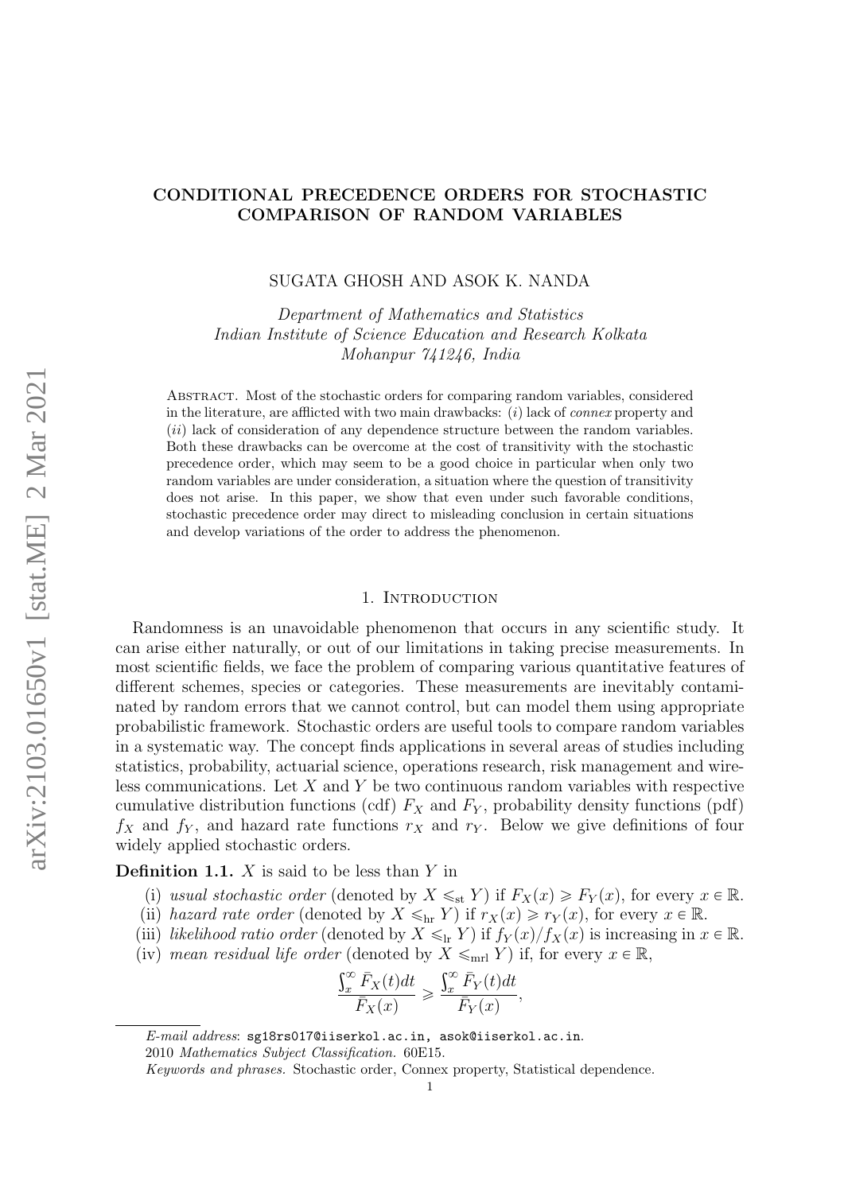# CONDITIONAL PRECEDENCE ORDERS FOR STOCHASTIC COMPARISON OF RANDOM VARIABLES

SUGATA GHOSH AND ASOK K. NANDA

*Department of Mathematics and Statistics*
*Indian Institute of Science Education and Research Kolkata*
*Mohanpur 741246, India*

Abstract. Most of the stochastic orders for comparing random variables, considered in the literature, are afflicted with two main drawbacks: $(i)$ lack of *connex* property and $(ii)$ lack of consideration of any dependence structure between the random variables. Both these drawbacks can be overcome at the cost of transitivity with the stochastic precedence order, which may seem to be a good choice in particular when only two random variables are under consideration, a situation where the question of transitivity does not arise. In this paper, we show that even under such favorable conditions, stochastic precedence order may direct to misleading conclusion in certain situations and develop variations of the order to address the phenomenon.

## 1. Introduction

Randomness is an unavoidable phenomenon that occurs in any scientific study. It can arise either naturally, or out of our limitations in taking precise measurements. In most scientific fields, we face the problem of comparing various quantitative features of different schemes, species or categories. These measurements are inevitably contaminated by random errors that we cannot control, but can model them using appropriate probabilistic framework. Stochastic orders are useful tools to compare random variables in a systematic way. The concept finds applications in several areas of studies including statistics, probability, actuarial science, operations research, risk management and wireless communications. Let $X$ and $Y$ be two continuous random variables with respective cumulative distribution functions (cdf) $F_X$ and $F_Y$, probability density functions (pdf) $f_X$ and $f_Y$, and hazard rate functions $r_X$ and $r_Y$. Below we give definitions of four widely applied stochastic orders.

**Definition 1.1.** $X$ is said to be less than $Y$ in

(i) *usual stochastic order* (denoted by $X \leqslant_{\text{st}} Y$) if $F_X(x) \geqslant F_Y(x)$, for every $x \in \mathbb{R}$.
(ii) *hazard rate order* (denoted by $X \leqslant_{\text{hr}} Y$) if $r_X(x) \geqslant r_Y(x)$, for every $x \in \mathbb{R}$.
(iii) *likelihood ratio order* (denoted by $X \leqslant_{\text{lr}} Y$) if $f_Y(x)/f_X(x)$ is increasing in $x \in \mathbb{R}$.
(iv) *mean residual life order* (denoted by $X \leqslant_{\text{mrl}} Y$) if, for every $x \in \mathbb{R}$,

$$\frac{\int_x^\infty \bar{F}_X(t)dt}{\bar{F}_X(x)} \geqslant \frac{\int_x^\infty \bar{F}_Y(t)dt}{\bar{F}_Y(x)},$$

*E-mail address*: sg18rs017@iiserkol.ac.in, asok@iiserkol.ac.in.
2010 *Mathematics Subject Classification.* 60E15.
*Keywords and phrases.* Stochastic order, Connex property, Statistical dependence.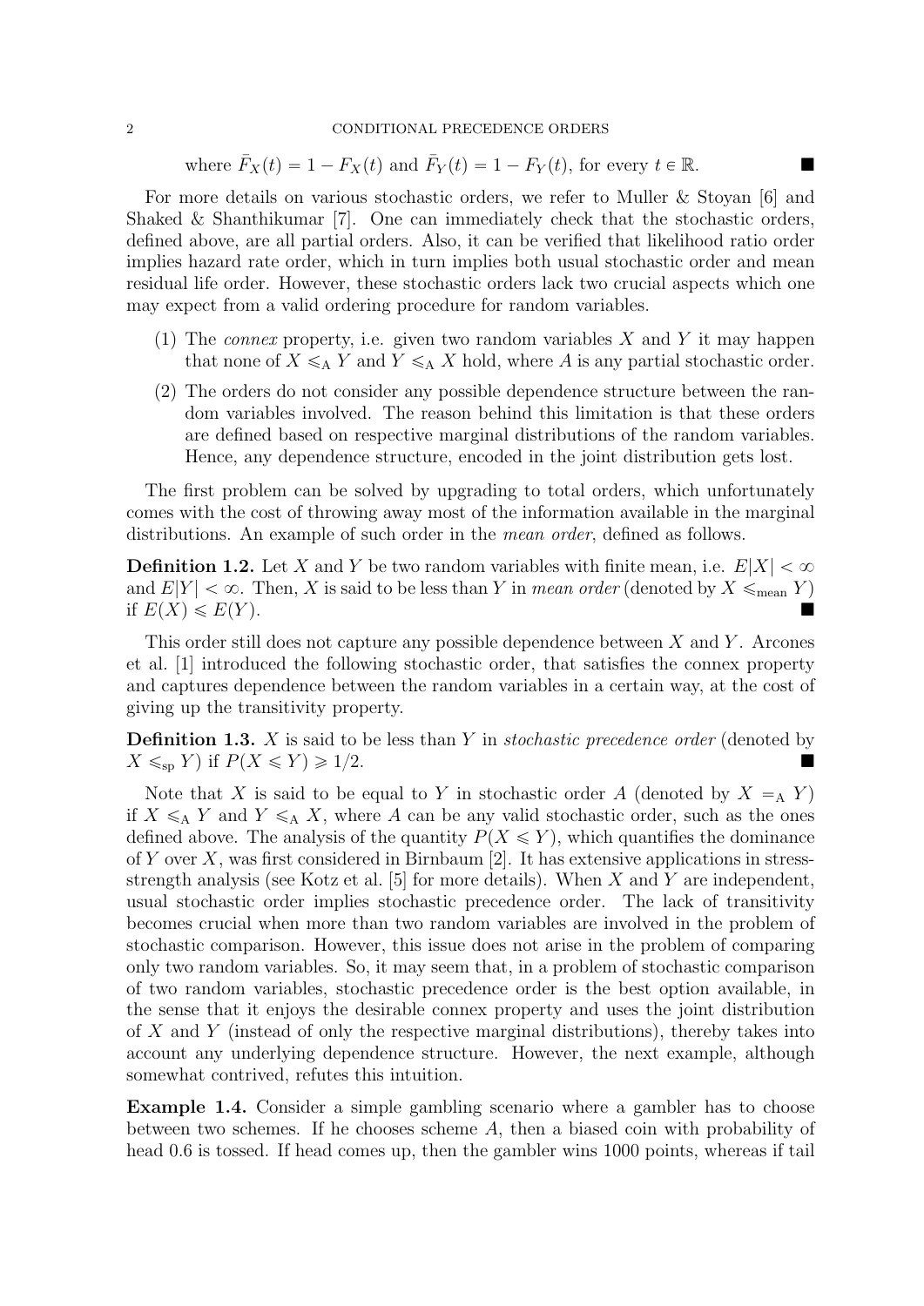where $\bar{F}_X(t) = 1 - F_X(t)$ and $\bar{F}_Y(t) = 1 - F_Y(t)$, for every $t \in \mathbb{R}$. ■

For more details on various stochastic orders, we refer to Muller & Stoyan [6] and Shaked & Shanthikumar [7]. One can immediately check that the stochastic orders, defined above, are all partial orders. Also, it can be verified that likelihood ratio order implies hazard rate order, which in turn implies both usual stochastic order and mean residual life order. However, these stochastic orders lack two crucial aspects which one may expect from a valid ordering procedure for random variables.

1. The *connex* property, i.e. given two random variables $X$ and $Y$ it may happen that none of $X \leqslant_{\text{A}} Y$ and $Y \leqslant_{\text{A}} X$ hold, where $A$ is any partial stochastic order.
2. The orders do not consider any possible dependence structure between the random variables involved. The reason behind this limitation is that these orders are defined based on respective marginal distributions of the random variables. Hence, any dependence structure, encoded in the joint distribution gets lost.

The first problem can be solved by upgrading to total orders, which unfortunately comes with the cost of throwing away most of the information available in the marginal distributions. An example of such order in the *mean order*, defined as follows.

**Definition 1.2.** Let $X$ and $Y$ be two random variables with finite mean, i.e. $E|X| < \infty$ and $E|Y| < \infty$. Then, $X$ is said to be less than $Y$ in *mean order* (denoted by $X \leqslant_{\text{mean}} Y$) if $E(X) \leqslant E(Y)$. ■

This order still does not capture any possible dependence between $X$ and $Y$. Arcones et al. [1] introduced the following stochastic order, that satisfies the connex property and captures dependence between the random variables in a certain way, at the cost of giving up the transitivity property.

**Definition 1.3.** $X$ is said to be less than $Y$ in *stochastic precedence order* (denoted by $X \leqslant_{\text{sp}} Y$) if $P(X \leqslant Y) \geqslant 1/2$. ■

Note that $X$ is said to be equal to $Y$ in stochastic order $A$ (denoted by $X =_{\text{A}} Y$) if $X \leqslant_{\text{A}} Y$ and $Y \leqslant_{\text{A}} X$, where $A$ can be any valid stochastic order, such as the ones defined above. The analysis of the quantity $P(X \leqslant Y)$, which quantifies the dominance of $Y$ over $X$, was first considered in Birnbaum [2]. It has extensive applications in stress-strength analysis (see Kotz et al. [5] for more details). When $X$ and $Y$ are independent, usual stochastic order implies stochastic precedence order. The lack of transitivity becomes crucial when more than two random variables are involved in the problem of stochastic comparison. However, this issue does not arise in the problem of comparing only two random variables. So, it may seem that, in a problem of stochastic comparison of two random variables, stochastic precedence order is the best option available, in the sense that it enjoys the desirable connex property and uses the joint distribution of $X$ and $Y$ (instead of only the respective marginal distributions), thereby takes into account any underlying dependence structure. However, the next example, although somewhat contrived, refutes this intuition.

**Example 1.4.** Consider a simple gambling scenario where a gambler has to choose between two schemes. If he chooses scheme $A$, then a biased coin with probability of head 0.6 is tossed. If head comes up, then the gambler wins 1000 points, whereas if tail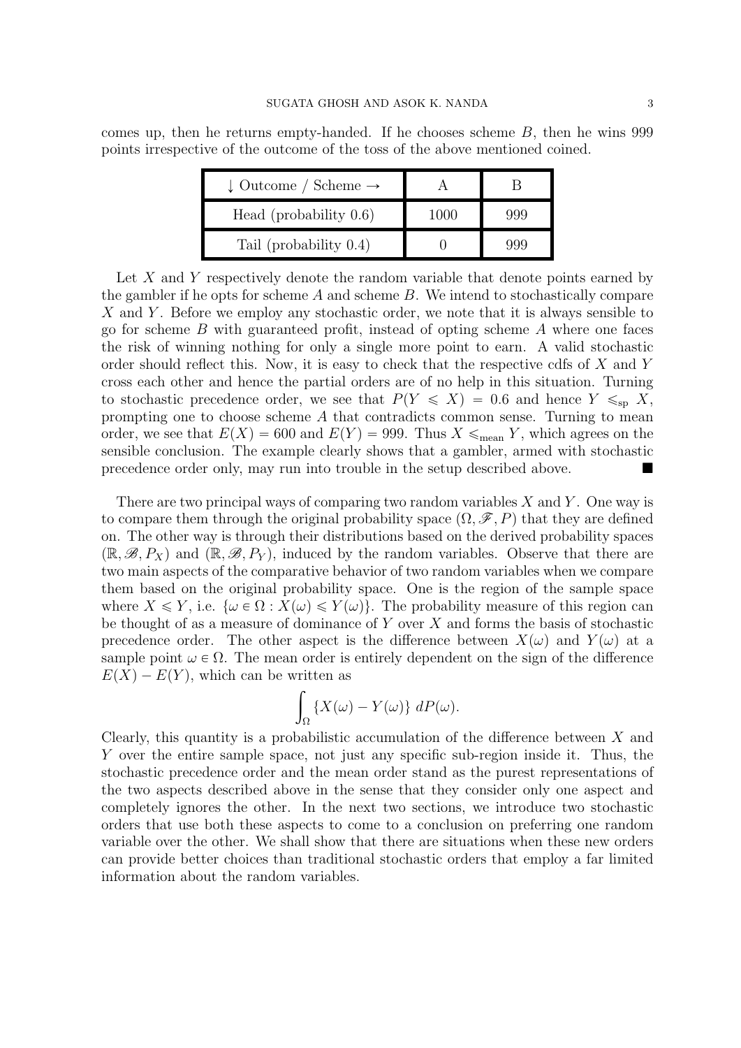comes up, then he returns empty-handed. If he chooses scheme $B$, then he wins 999 points irrespective of the outcome of the toss of the above mentioned coined.

| ↓ Outcome / Scheme → | A | B |
|---|---|---|
| Head (probability 0.6) | 1000 | 999 |
| Tail (probability 0.4) | 0 | 999 |

Let $X$ and $Y$ respectively denote the random variable that denote points earned by the gambler if he opts for scheme $A$ and scheme $B$. We intend to stochastically compare $X$ and $Y$. Before we employ any stochastic order, we note that it is always sensible to go for scheme $B$ with guaranteed profit, instead of opting scheme $A$ where one faces the risk of winning nothing for only a single more point to earn. A valid stochastic order should reflect this. Now, it is easy to check that the respective cdfs of $X$ and $Y$ cross each other and hence the partial orders are of no help in this situation. Turning to stochastic precedence order, we see that $P(Y \leqslant X) = 0.6$ and hence $Y \leqslant_{\text{sp}} X$, prompting one to choose scheme $A$ that contradicts common sense. Turning to mean order, we see that $E(X) = 600$ and $E(Y) = 999$. Thus $X \leqslant_{\text{mean}} Y$, which agrees on the sensible conclusion. The example clearly shows that a gambler, armed with stochastic precedence order only, may run into trouble in the setup described above. ■

There are two principal ways of comparing two random variables $X$ and $Y$. One way is to compare them through the original probability space $(\Omega, \mathscr{F}, P)$ that they are defined on. The other way is through their distributions based on the derived probability spaces $(\mathbb{R}, \mathscr{B}, P_X)$ and $(\mathbb{R}, \mathscr{B}, P_Y)$, induced by the random variables. Observe that there are two main aspects of the comparative behavior of two random variables when we compare them based on the original probability space. One is the region of the sample space where $X \leqslant Y$, i.e. $\{\omega \in \Omega : X(\omega) \leqslant Y(\omega)\}$. The probability measure of this region can be thought of as a measure of dominance of $Y$ over $X$ and forms the basis of stochastic precedence order. The other aspect is the difference between $X(\omega)$ and $Y(\omega)$ at a sample point $\omega \in \Omega$. The mean order is entirely dependent on the sign of the difference $E(X) - E(Y)$, which can be written as

$$\int_{\Omega} \{X(\omega) - Y(\omega)\}\, dP(\omega).$$

Clearly, this quantity is a probabilistic accumulation of the difference between $X$ and $Y$ over the entire sample space, not just any specific sub-region inside it. Thus, the stochastic precedence order and the mean order stand as the purest representations of the two aspects described above in the sense that they consider only one aspect and completely ignores the other. In the next two sections, we introduce two stochastic orders that use both these aspects to come to a conclusion on preferring one random variable over the other. We shall show that there are situations when these new orders can provide better choices than traditional stochastic orders that employ a far limited information about the random variables.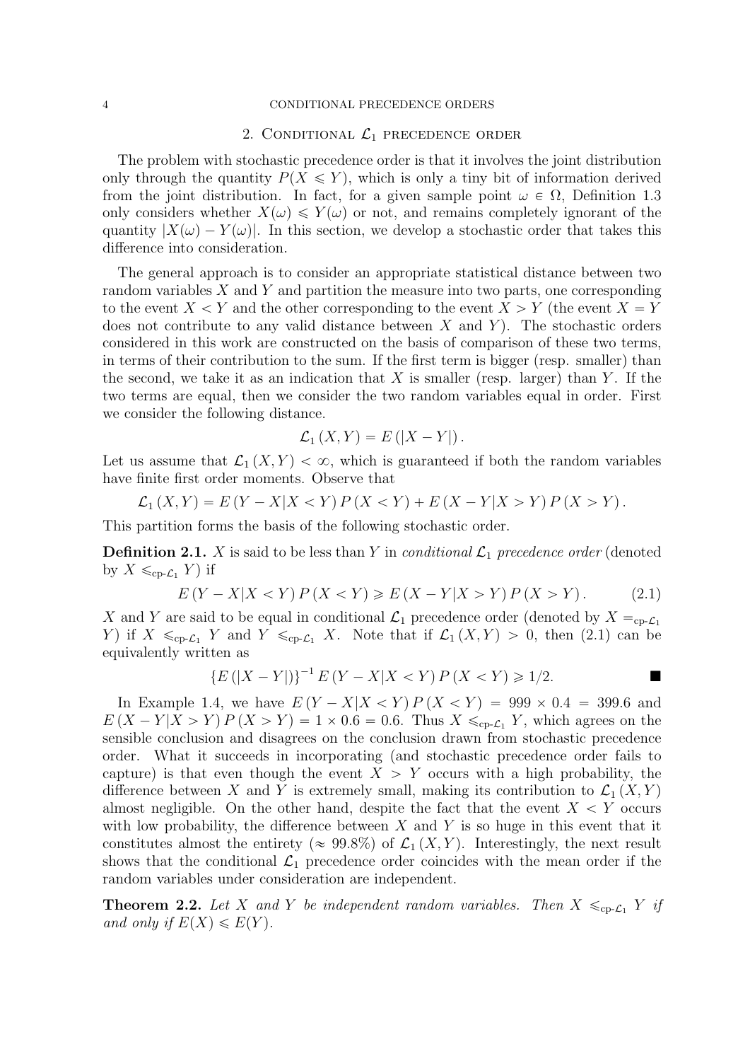## 2. Conditional $\mathcal{L}_1$ precedence order

The problem with stochastic precedence order is that it involves the joint distribution only through the quantity $P(X \leqslant Y)$, which is only a tiny bit of information derived from the joint distribution. In fact, for a given sample point $\omega \in \Omega$, Definition 1.3 only considers whether $X(\omega) \leqslant Y(\omega)$ or not, and remains completely ignorant of the quantity $|X(\omega) - Y(\omega)|$. In this section, we develop a stochastic order that takes this difference into consideration.

The general approach is to consider an appropriate statistical distance between two random variables $X$ and $Y$ and partition the measure into two parts, one corresponding to the event $X < Y$ and the other corresponding to the event $X > Y$ (the event $X = Y$ does not contribute to any valid distance between $X$ and $Y$). The stochastic orders considered in this work are constructed on the basis of comparison of these two terms, in terms of their contribution to the sum. If the first term is bigger (resp. smaller) than the second, we take it as an indication that $X$ is smaller (resp. larger) than $Y$. If the two terms are equal, then we consider the two random variables equal in order. First we consider the following distance.

$$\mathcal{L}_1(X, Y) = E(|X - Y|).$$

Let us assume that $\mathcal{L}_1(X, Y) < \infty$, which is guaranteed if both the random variables have finite first order moments. Observe that

$$\mathcal{L}_1(X, Y) = E(Y - X | X < Y) P(X < Y) + E(X - Y | X > Y) P(X > Y).$$

This partition forms the basis of the following stochastic order.

**Definition 2.1.** $X$ is said to be less than $Y$ in *conditional $\mathcal{L}_1$ precedence order* (denoted by $X \leqslant_{\text{cp-}\mathcal{L}_1} Y$) if

$$E(Y - X | X < Y) P(X < Y) \geqslant E(X - Y | X > Y) P(X > Y). \tag{2.1}$$

$X$ and $Y$ are said to be equal in conditional $\mathcal{L}_1$ precedence order (denoted by $X =_{\text{cp-}\mathcal{L}_1} Y$) if $X \leqslant_{\text{cp-}\mathcal{L}_1} Y$ and $Y \leqslant_{\text{cp-}\mathcal{L}_1} X$. Note that if $\mathcal{L}_1(X, Y) > 0$, then (2.1) can be equivalently written as

$$\{E(|X - Y|)\}^{-1} E(Y - X | X < Y) P(X < Y) \geqslant 1/2. \qquad \blacksquare$$

In Example 1.4, we have $E(Y - X | X < Y) P(X < Y) = 999 \times 0.4 = 399.6$ and $E(X - Y | X > Y) P(X > Y) = 1 \times 0.6 = 0.6$. Thus $X \leqslant_{\text{cp-}\mathcal{L}_1} Y$, which agrees on the sensible conclusion and disagrees on the conclusion drawn from stochastic precedence order. What it succeeds in incorporating (and stochastic precedence order fails to capture) is that even though the event $X > Y$ occurs with a high probability, the difference between $X$ and $Y$ is extremely small, making its contribution to $\mathcal{L}_1(X, Y)$ almost negligible. On the other hand, despite the fact that the event $X < Y$ occurs with low probability, the difference between $X$ and $Y$ is so huge in this event that it constitutes almost the entirety ($\approx 99.8\%$) of $\mathcal{L}_1(X, Y)$. Interestingly, the next result shows that the conditional $\mathcal{L}_1$ precedence order coincides with the mean order if the random variables under consideration are independent.

**Theorem 2.2.** *Let $X$ and $Y$ be independent random variables. Then $X \leqslant_{\text{cp-}\mathcal{L}_1} Y$ if and only if $E(X) \leqslant E(Y)$.*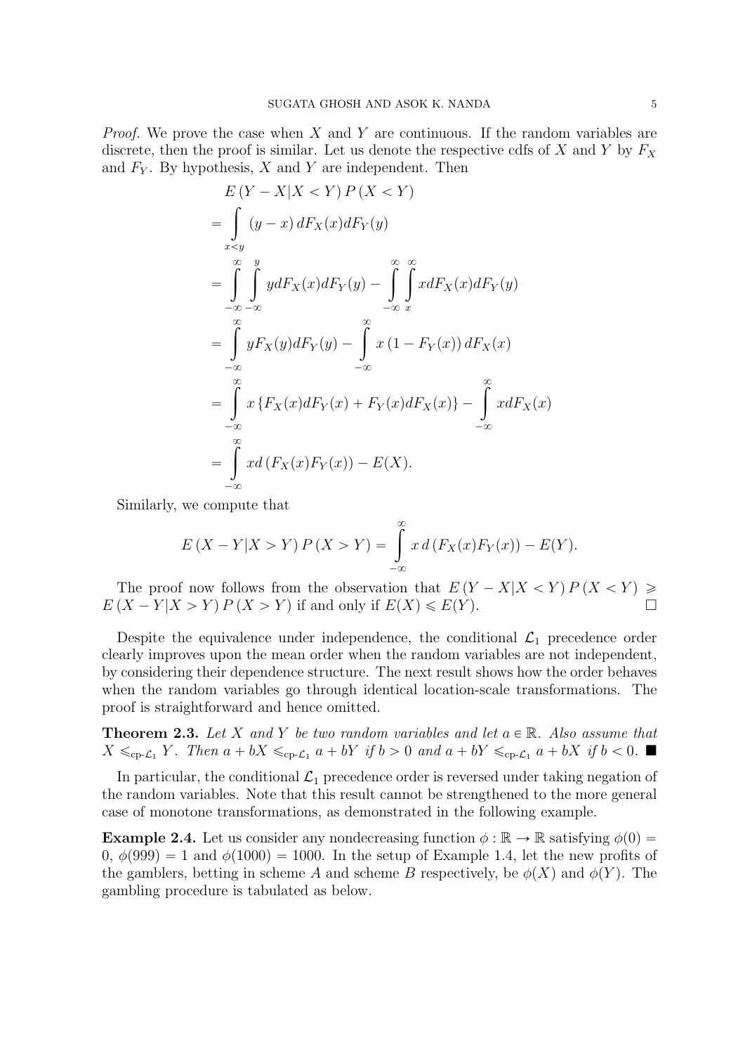*Proof.* We prove the case when $X$ and $Y$ are continuous. If the random variables are discrete, then the proof is similar. Let us denote the respective cdfs of $X$ and $Y$ by $F_X$ and $F_Y$. By hypothesis, $X$ and $Y$ are independent. Then

$$
\begin{aligned}
& E\left(Y-X \mid X<Y\right) P\left(X<Y\right) \\
&= \int\limits_{x<y} (y-x)\, dF_X(x) dF_Y(y) \\
&= \int\limits_{-\infty}^{\infty} \int\limits_{-\infty}^{y} y dF_X(x) dF_Y(y) - \int\limits_{-\infty}^{\infty} \int\limits_{x}^{\infty} x dF_X(x) dF_Y(y) \\
&= \int\limits_{-\infty}^{\infty} y F_X(y) dF_Y(y) - \int\limits_{-\infty}^{\infty} x\left(1-F_Y(x)\right) dF_X(x) \\
&= \int\limits_{-\infty}^{\infty} x\left\{F_X(x) dF_Y(x) + F_Y(x) dF_X(x)\right\} - \int\limits_{-\infty}^{\infty} x dF_X(x) \\
&= \int\limits_{-\infty}^{\infty} x d\left(F_X(x) F_Y(x)\right) - E(X).
\end{aligned}
$$

Similarly, we compute that

$$
E\left(X-Y \mid X>Y\right) P\left(X>Y\right) = \int\limits_{-\infty}^{\infty} x\, d\left(F_X(x) F_Y(x)\right) - E(Y).
$$

The proof now follows from the observation that $E\left(Y-X \mid X<Y\right) P\left(X<Y\right) \geqslant E\left(X-Y \mid X>Y\right) P\left(X>Y\right)$ if and only if $E(X) \leqslant E(Y)$. $\square$

Despite the equivalence under independence, the conditional $\mathcal{L}_1$ precedence order clearly improves upon the mean order when the random variables are not independent, by considering their dependence structure. The next result shows how the order behaves when the random variables go through identical location-scale transformations. The proof is straightforward and hence omitted.

**Theorem 2.3.** *Let $X$ and $Y$ be two random variables and let $a \in \mathbb{R}$. Also assume that $X \leqslant_{\text{cp-}\mathcal{L}_1} Y$. Then $a+bX \leqslant_{\text{cp-}\mathcal{L}_1} a+bY$ if $b>0$ and $a+bY \leqslant_{\text{cp-}\mathcal{L}_1} a+bX$ if $b<0$.* ■

In particular, the conditional $\mathcal{L}_1$ precedence order is reversed under taking negation of the random variables. Note that this result cannot be strengthened to the more general case of monotone transformations, as demonstrated in the following example.

**Example 2.4.** Let us consider any nondecreasing function $\phi: \mathbb{R} \to \mathbb{R}$ satisfying $\phi(0) = 0$, $\phi(999) = 1$ and $\phi(1000) = 1000$. In the setup of Example 1.4, let the new profits of the gamblers, betting in scheme $A$ and scheme $B$ respectively, be $\phi(X)$ and $\phi(Y)$. The gambling procedure is tabulated as below.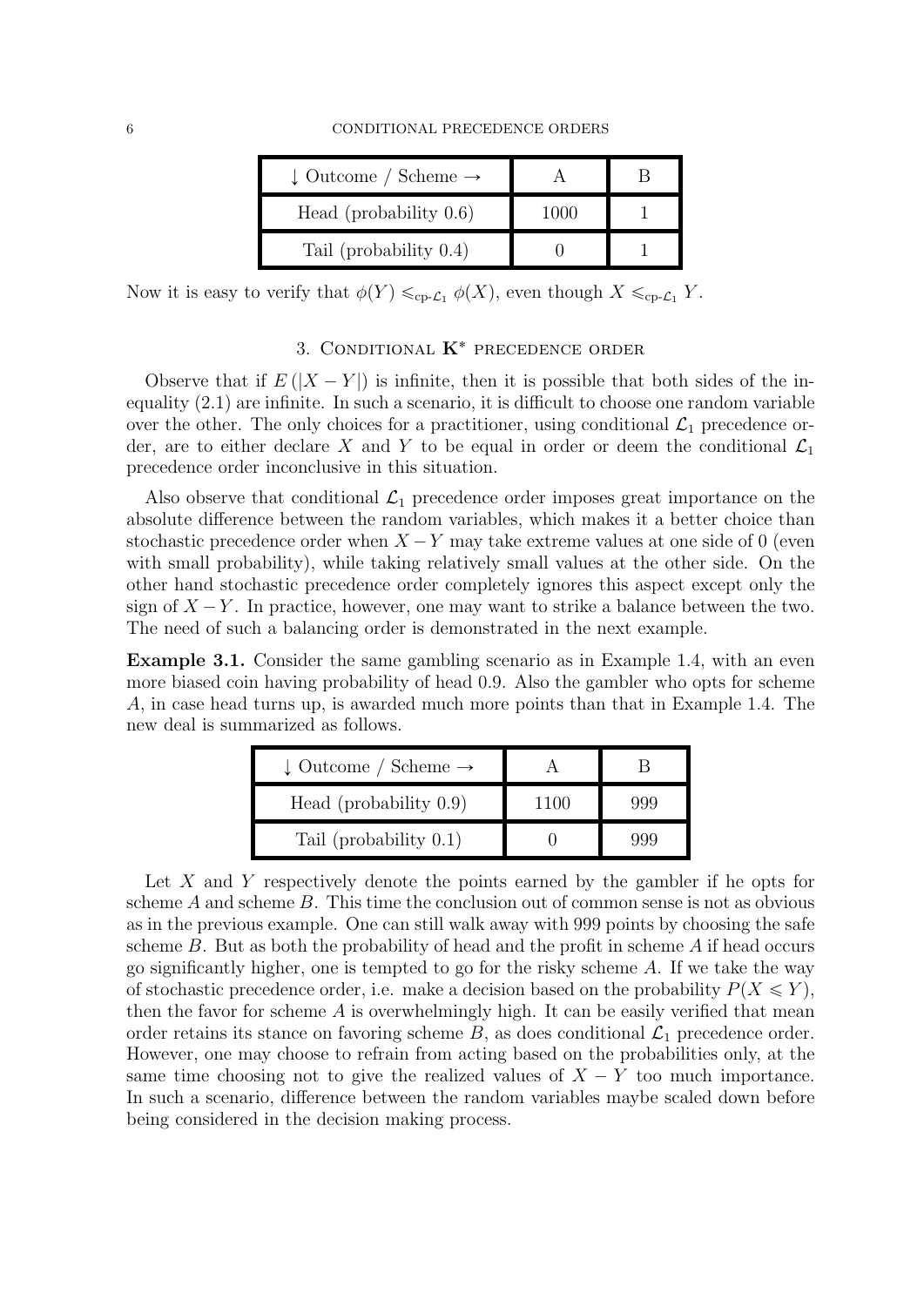| ↓ Outcome / Scheme → | A | B |
|---|---|---|
| Head (probability 0.6) | 1000 | 1 |
| Tail (probability 0.4) | 0 | 1 |

Now it is easy to verify that $\phi(Y) \leqslant_{\text{cp-}\mathcal{L}_1} \phi(X)$, even though $X \leqslant_{\text{cp-}\mathcal{L}_1} Y$.

## 3. Conditional $\mathbf{K}^*$ precedence order

Observe that if $E(|X - Y|)$ is infinite, then it is possible that both sides of the inequality (2.1) are infinite. In such a scenario, it is difficult to choose one random variable over the other. The only choices for a practitioner, using conditional $\mathcal{L}_1$ precedence order, are to either declare $X$ and $Y$ to be equal in order or deem the conditional $\mathcal{L}_1$ precedence order inconclusive in this situation.

Also observe that conditional $\mathcal{L}_1$ precedence order imposes great importance on the absolute difference between the random variables, which makes it a better choice than stochastic precedence order when $X - Y$ may take extreme values at one side of 0 (even with small probability), while taking relatively small values at the other side. On the other hand stochastic precedence order completely ignores this aspect except only the sign of $X - Y$. In practice, however, one may want to strike a balance between the two. The need of such a balancing order is demonstrated in the next example.

**Example 3.1.** Consider the same gambling scenario as in Example 1.4, with an even more biased coin having probability of head 0.9. Also the gambler who opts for scheme $A$, in case head turns up, is awarded much more points than that in Example 1.4. The new deal is summarized as follows.

| ↓ Outcome / Scheme → | A | B |
|---|---|---|
| Head (probability 0.9) | 1100 | 999 |
| Tail (probability 0.1) | 0 | 999 |

Let $X$ and $Y$ respectively denote the points earned by the gambler if he opts for scheme $A$ and scheme $B$. This time the conclusion out of common sense is not as obvious as in the previous example. One can still walk away with 999 points by choosing the safe scheme $B$. But as both the probability of head and the profit in scheme $A$ if head occurs go significantly higher, one is tempted to go for the risky scheme $A$. If we take the way of stochastic precedence order, i.e. make a decision based on the probability $P(X \leqslant Y)$, then the favor for scheme $A$ is overwhelmingly high. It can be easily verified that mean order retains its stance on favoring scheme $B$, as does conditional $\mathcal{L}_1$ precedence order. However, one may choose to refrain from acting based on the probabilities only, at the same time choosing not to give the realized values of $X - Y$ too much importance. In such a scenario, difference between the random variables maybe scaled down before being considered in the decision making process.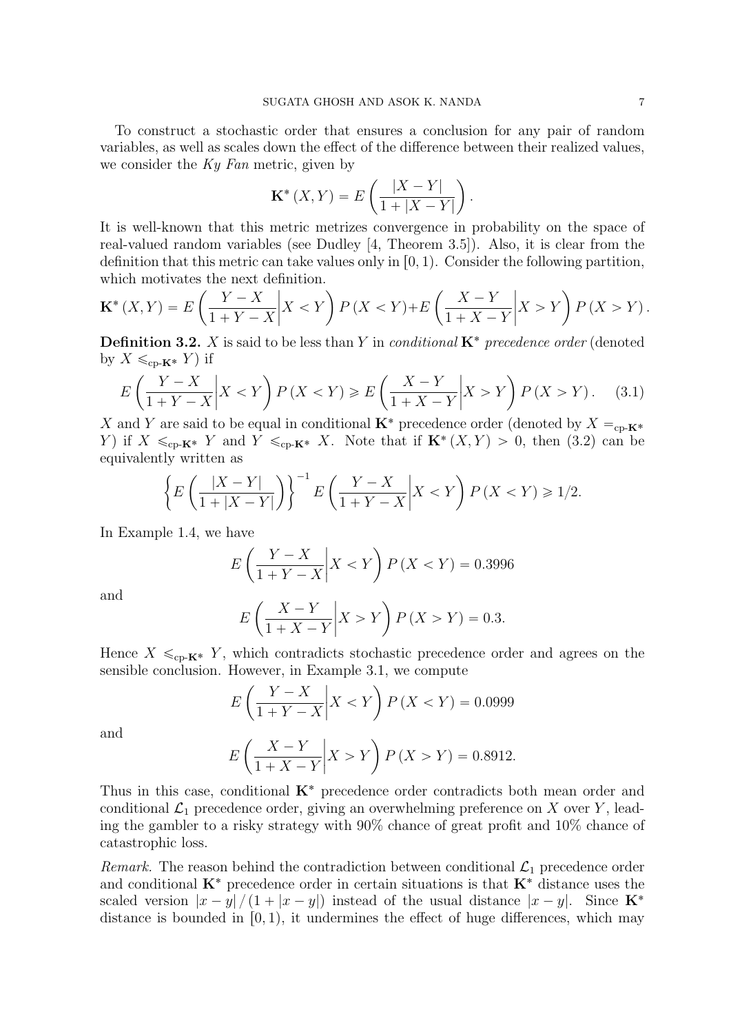To construct a stochastic order that ensures a conclusion for any pair of random variables, as well as scales down the effect of the difference between their realized values, we consider the *Ky Fan* metric, given by

$$\mathbf{K}^*(X,Y) = E\left(\frac{|X-Y|}{1+|X-Y|}\right).$$

It is well-known that this metric metrizes convergence in probability on the space of real-valued random variables (see Dudley [4, Theorem 3.5]). Also, it is clear from the definition that this metric can take values only in $[0,1)$. Consider the following partition, which motivates the next definition.

$$\mathbf{K}^*(X,Y) = E\left(\frac{Y-X}{1+Y-X}\middle| X<Y\right)P(X<Y) + E\left(\frac{X-Y}{1+X-Y}\middle| X>Y\right)P(X>Y).$$

**Definition 3.2.** $X$ is said to be less than $Y$ in *conditional* $\mathbf{K}^*$ *precedence order* (denoted by $X \leqslant_{\text{cp-}\mathbf{K}^*} Y$) if

$$E\left(\frac{Y-X}{1+Y-X}\middle| X<Y\right)P(X<Y) \geqslant E\left(\frac{X-Y}{1+X-Y}\middle| X>Y\right)P(X>Y). \tag{3.1}$$

$X$ and $Y$ are said to be equal in conditional $\mathbf{K}^*$ precedence order (denoted by $X =_{\text{cp-}\mathbf{K}^*} Y$) if $X \leqslant_{\text{cp-}\mathbf{K}^*} Y$ and $Y \leqslant_{\text{cp-}\mathbf{K}^*} X$. Note that if $\mathbf{K}^*(X,Y) > 0$, then (3.2) can be equivalently written as

$$\left\{E\left(\frac{|X-Y|}{1+|X-Y|}\right)\right\}^{-1} E\left(\frac{Y-X}{1+Y-X}\middle| X<Y\right)P(X<Y) \geqslant 1/2.$$

In Example 1.4, we have

$$E\left(\frac{Y-X}{1+Y-X}\middle| X<Y\right)P(X<Y) = 0.3996$$

and

$$E\left(\frac{X-Y}{1+X-Y}\middle| X>Y\right)P(X>Y) = 0.3.$$

Hence $X \leqslant_{\text{cp-}\mathbf{K}^*} Y$, which contradicts stochastic precedence order and agrees on the sensible conclusion. However, in Example 3.1, we compute

$$E\left(\frac{Y-X}{1+Y-X}\middle| X<Y\right)P(X<Y) = 0.0999$$

and

$$E\left(\frac{X-Y}{1+X-Y}\middle| X>Y\right)P(X>Y) = 0.8912.$$

Thus in this case, conditional $\mathbf{K}^*$ precedence order contradicts both mean order and conditional $\mathcal{L}_1$ precedence order, giving an overwhelming preference on $X$ over $Y$, leading the gambler to a risky strategy with 90% chance of great profit and 10% chance of catastrophic loss.

*Remark.* The reason behind the contradiction between conditional $\mathcal{L}_1$ precedence order and conditional $\mathbf{K}^*$ precedence order in certain situations is that $\mathbf{K}^*$ distance uses the scaled version $|x-y|/(1+|x-y|)$ instead of the usual distance $|x-y|$. Since $\mathbf{K}^*$ distance is bounded in $[0,1)$, it undermines the effect of huge differences, which may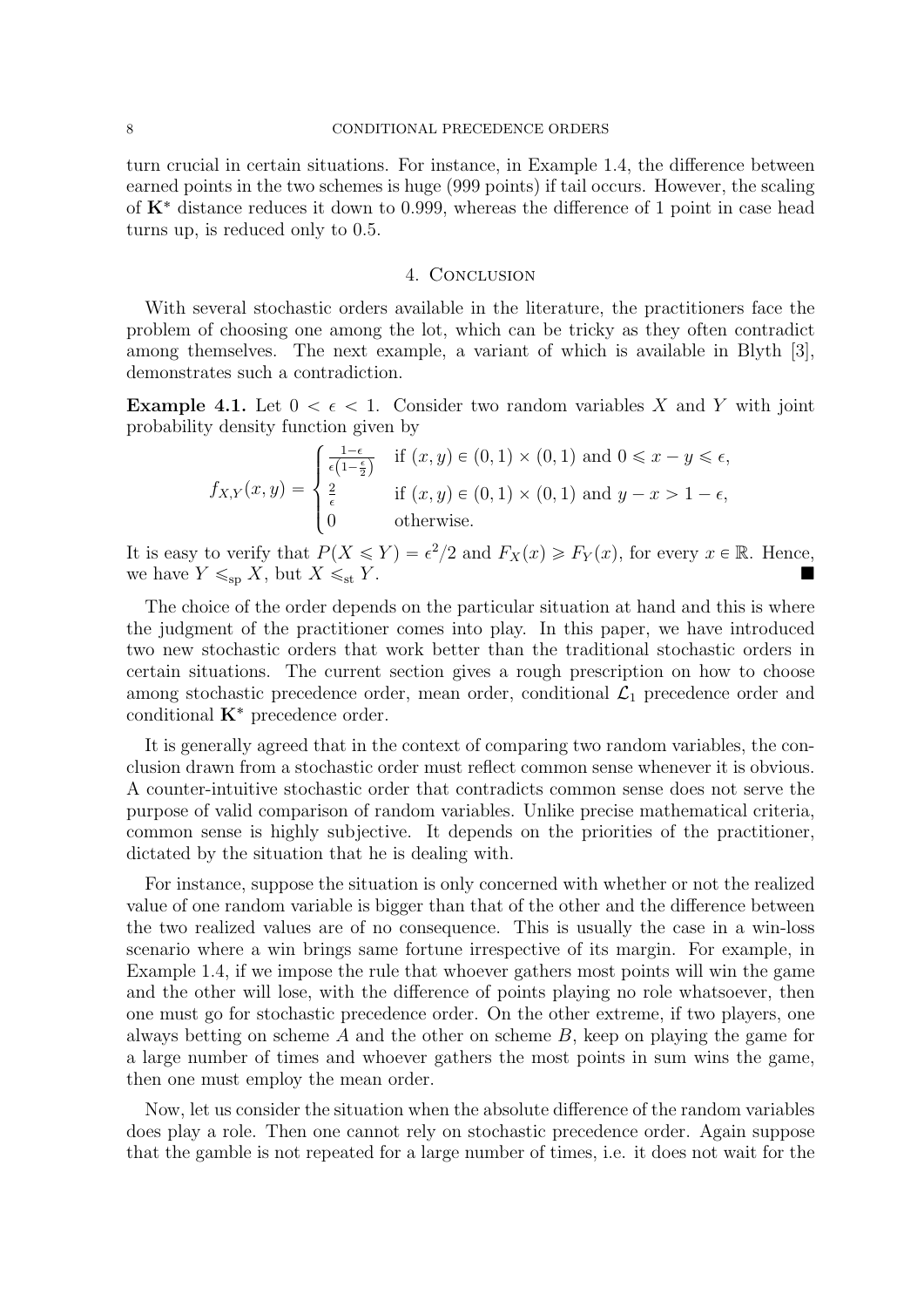turn crucial in certain situations. For instance, in Example 1.4, the difference between earned points in the two schemes is huge (999 points) if tail occurs. However, the scaling of $\mathbf{K}^*$ distance reduces it down to 0.999, whereas the difference of 1 point in case head turns up, is reduced only to 0.5.

## 4. Conclusion

With several stochastic orders available in the literature, the practitioners face the problem of choosing one among the lot, which can be tricky as they often contradict among themselves. The next example, a variant of which is available in Blyth [3], demonstrates such a contradiction.

**Example 4.1.** Let $0 < \epsilon < 1$. Consider two random variables $X$ and $Y$ with joint probability density function given by

$$f_{X,Y}(x,y) = \begin{cases} \frac{1-\epsilon}{\epsilon\left(1-\frac{\epsilon}{2}\right)} & \text{if } (x,y) \in (0,1) \times (0,1) \text{ and } 0 \leqslant x-y \leqslant \epsilon, \\ \frac{2}{\epsilon} & \text{if } (x,y) \in (0,1) \times (0,1) \text{ and } y-x > 1-\epsilon, \\ 0 & \text{otherwise.} \end{cases}$$

It is easy to verify that $P(X \leqslant Y) = \epsilon^2/2$ and $F_X(x) \geqslant F_Y(x)$, for every $x \in \mathbb{R}$. Hence, we have $Y \leqslant_{\text{sp}} X$, but $X \leqslant_{\text{st}} Y$. ∎

The choice of the order depends on the particular situation at hand and this is where the judgment of the practitioner comes into play. In this paper, we have introduced two new stochastic orders that work better than the traditional stochastic orders in certain situations. The current section gives a rough prescription on how to choose among stochastic precedence order, mean order, conditional $\mathcal{L}_1$ precedence order and conditional $\mathbf{K}^*$ precedence order.

It is generally agreed that in the context of comparing two random variables, the conclusion drawn from a stochastic order must reflect common sense whenever it is obvious. A counter-intuitive stochastic order that contradicts common sense does not serve the purpose of valid comparison of random variables. Unlike precise mathematical criteria, common sense is highly subjective. It depends on the priorities of the practitioner, dictated by the situation that he is dealing with.

For instance, suppose the situation is only concerned with whether or not the realized value of one random variable is bigger than that of the other and the difference between the two realized values are of no consequence. This is usually the case in a win-loss scenario where a win brings same fortune irrespective of its margin. For example, in Example 1.4, if we impose the rule that whoever gathers most points will win the game and the other will lose, with the difference of points playing no role whatsoever, then one must go for stochastic precedence order. On the other extreme, if two players, one always betting on scheme $A$ and the other on scheme $B$, keep on playing the game for a large number of times and whoever gathers the most points in sum wins the game, then one must employ the mean order.

Now, let us consider the situation when the absolute difference of the random variables does play a role. Then one cannot rely on stochastic precedence order. Again suppose that the gamble is not repeated for a large number of times, i.e. it does not wait for the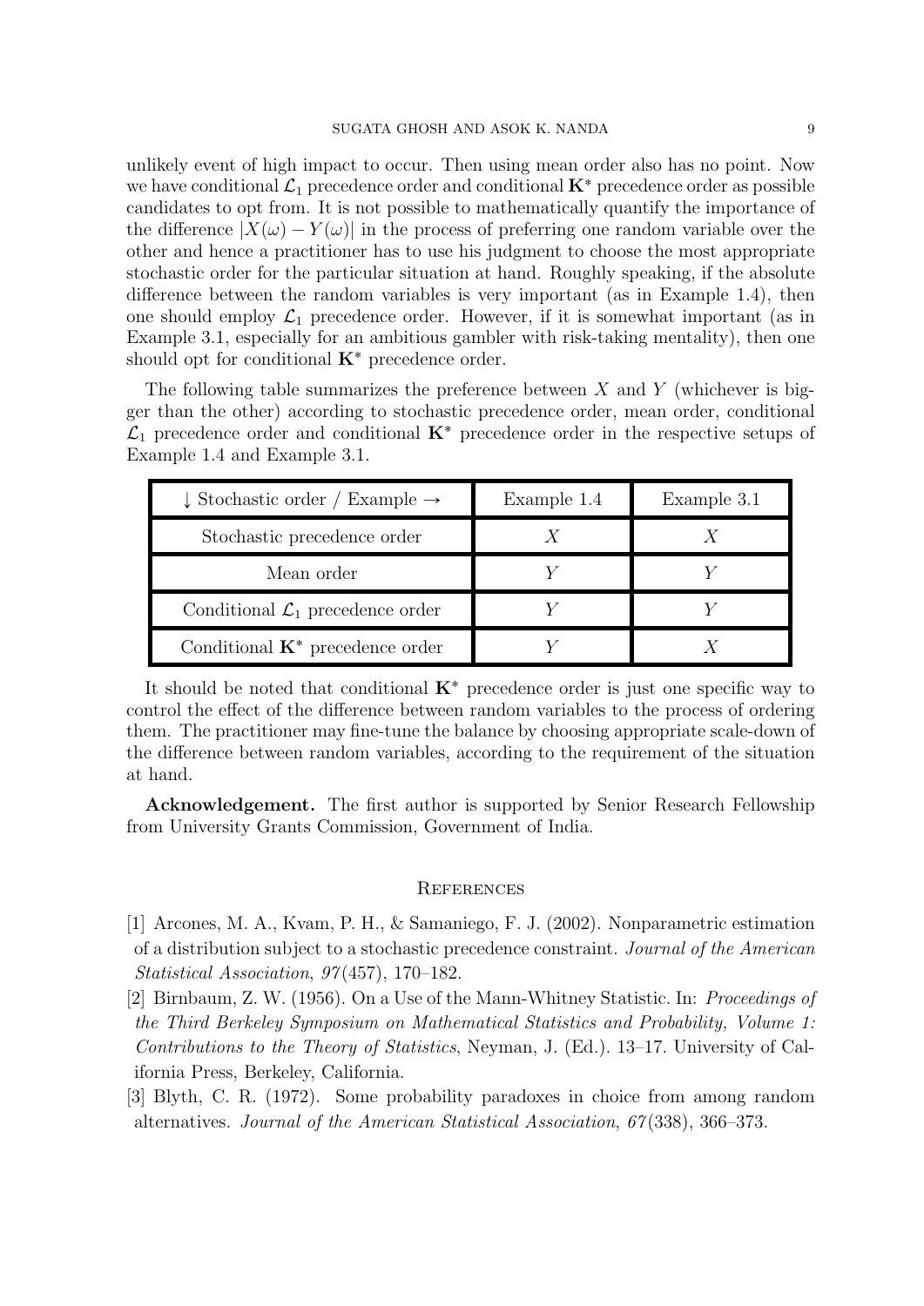unlikely event of high impact to occur. Then using mean order also has no point. Now we have conditional $\mathcal{L}_1$ precedence order and conditional $\mathbf{K}^*$ precedence order as possible candidates to opt from. It is not possible to mathematically quantify the importance of the difference $|X(\omega) - Y(\omega)|$ in the process of preferring one random variable over the other and hence a practitioner has to use his judgment to choose the most appropriate stochastic order for the particular situation at hand. Roughly speaking, if the absolute difference between the random variables is very important (as in Example 1.4), then one should employ $\mathcal{L}_1$ precedence order. However, if it is somewhat important (as in Example 3.1, especially for an ambitious gambler with risk-taking mentality), then one should opt for conditional $\mathbf{K}^*$ precedence order.

The following table summarizes the preference between $X$ and $Y$ (whichever is bigger than the other) according to stochastic precedence order, mean order, conditional $\mathcal{L}_1$ precedence order and conditional $\mathbf{K}^*$ precedence order in the respective setups of Example 1.4 and Example 3.1.

| $\downarrow$ Stochastic order / Example $\rightarrow$ | Example 1.4 | Example 3.1 |
|---|---|---|
| Stochastic precedence order | $X$ | $X$ |
| Mean order | $Y$ | $Y$ |
| Conditional $\mathcal{L}_1$ precedence order | $Y$ | $Y$ |
| Conditional $\mathbf{K}^*$ precedence order | $Y$ | $X$ |

It should be noted that conditional $\mathbf{K}^*$ precedence order is just one specific way to control the effect of the difference between random variables to the process of ordering them. The practitioner may fine-tune the balance by choosing appropriate scale-down of the difference between random variables, according to the requirement of the situation at hand.

**Acknowledgement.** The first author is supported by Senior Research Fellowship from University Grants Commission, Government of India.

## References

[1] Arcones, M. A., Kvam, P. H., & Samaniego, F. J. (2002). Nonparametric estimation of a distribution subject to a stochastic precedence constraint. *Journal of the American Statistical Association*, *97*(457), 170–182.

[2] Birnbaum, Z. W. (1956). On a Use of the Mann-Whitney Statistic. In: *Proceedings of the Third Berkeley Symposium on Mathematical Statistics and Probability, Volume 1: Contributions to the Theory of Statistics*, Neyman, J. (Ed.). 13–17. University of California Press, Berkeley, California.

[3] Blyth, C. R. (1972). Some probability paradoxes in choice from among random alternatives. *Journal of the American Statistical Association*, *67*(338), 366–373.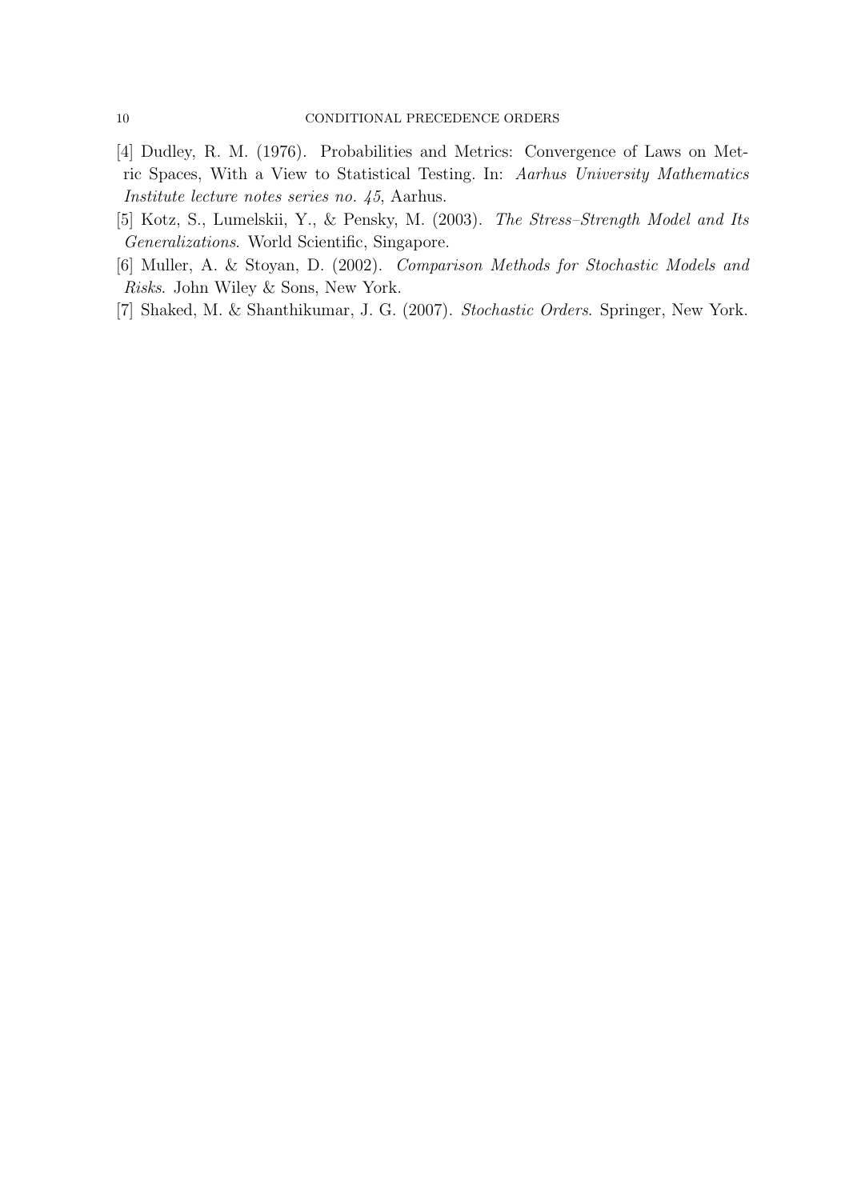[4] Dudley, R. M. (1976). Probabilities and Metrics: Convergence of Laws on Metric Spaces, With a View to Statistical Testing. In: *Aarhus University Mathematics Institute lecture notes series no. 45*, Aarhus.

[5] Kotz, S., Lumelskii, Y., & Pensky, M. (2003). *The Stress–Strength Model and Its Generalizations*. World Scientific, Singapore.

[6] Muller, A. & Stoyan, D. (2002). *Comparison Methods for Stochastic Models and Risks*. John Wiley & Sons, New York.

[7] Shaked, M. & Shanthikumar, J. G. (2007). *Stochastic Orders*. Springer, New York.